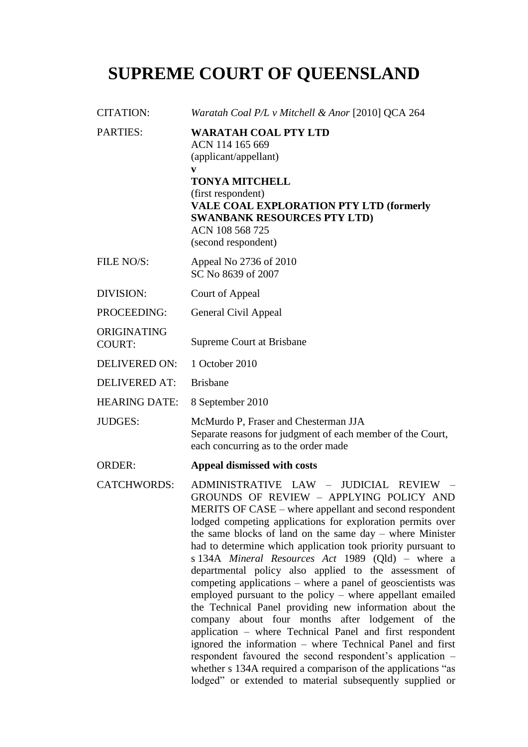# SUPREME COURT OF QUEENSLAND

| | |
|---|---|
| CITATION: | *Waratah Coal P/L v Mitchell & Anor* [2010] QCA 264 |
| PARTIES: | **WARATAH COAL PTY LTD**<br>ACN 114 165 669<br>(applicant/appellant)<br>**v**<br>**TONYA MITCHELL**<br>(first respondent)<br>**VALE COAL EXPLORATION PTY LTD (formerly SWANBANK RESOURCES PTY LTD)**<br>ACN 108 568 725<br>(second respondent) |
| FILE NO/S: | Appeal No 2736 of 2010<br>SC No 8639 of 2007 |
| DIVISION: | Court of Appeal |
| PROCEEDING: | General Civil Appeal |
| ORIGINATING COURT: | Supreme Court at Brisbane |
| DELIVERED ON: | 1 October 2010 |
| DELIVERED AT: | Brisbane |
| HEARING DATE: | 8 September 2010 |
| JUDGES: | McMurdo P, Fraser and Chesterman JJA<br>Separate reasons for judgment of each member of the Court, each concurring as to the order made |
| ORDER: | **Appeal dismissed with costs** |
| CATCHWORDS: | ADMINISTRATIVE LAW – JUDICIAL REVIEW – GROUNDS OF REVIEW – APPLYING POLICY AND MERITS OF CASE – where appellant and second respondent lodged competing applications for exploration permits over the same blocks of land on the same day – where Minister had to determine which application took priority pursuant to s 134A *Mineral Resources Act* 1989 (Qld) – where a departmental policy also applied to the assessment of competing applications – where a panel of geoscientists was employed pursuant to the policy – where appellant emailed the Technical Panel providing new information about the company about four months after lodgement of the application – where Technical Panel and first respondent ignored the information – where Technical Panel and first respondent favoured the second respondent's application – whether s 134A required a comparison of the applications "as lodged" or extended to material subsequently supplied or |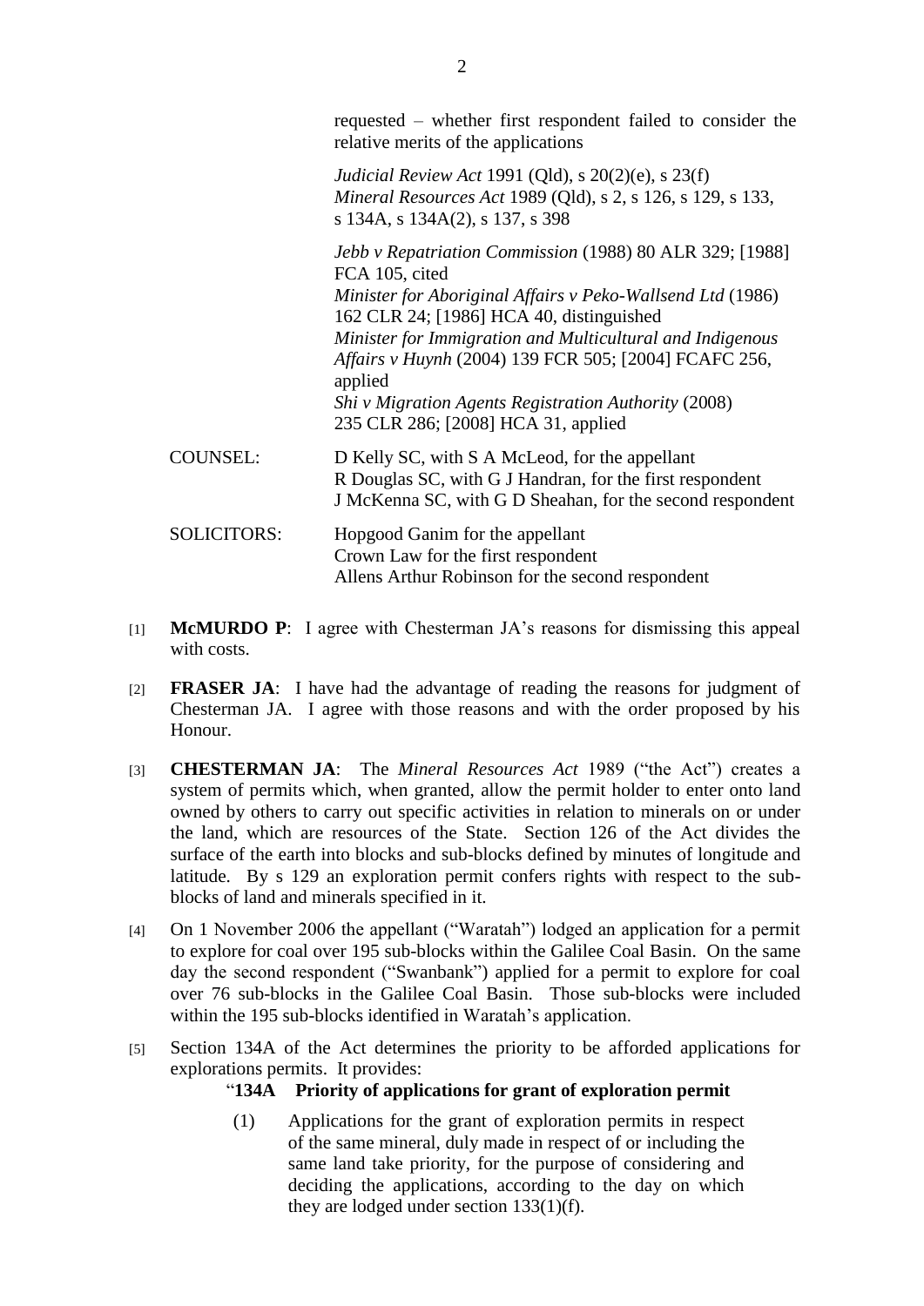requested – whether first respondent failed to consider the relative merits of the applications

*Judicial Review Act* 1991 (Qld), s 20(2)(e), s 23(f)
*Mineral Resources Act* 1989 (Qld), s 2, s 126, s 129, s 133, s 134A, s 134A(2), s 137, s 398

*Jebb v Repatriation Commission* (1988) 80 ALR 329; [1988] FCA 105, cited
*Minister for Aboriginal Affairs v Peko-Wallsend Ltd* (1986) 162 CLR 24; [1986] HCA 40, distinguished
*Minister for Immigration and Multicultural and Indigenous Affairs v Huynh* (2004) 139 FCR 505; [2004] FCAFC 256, applied
*Shi v Migration Agents Registration Authority* (2008) 235 CLR 286; [2008] HCA 31, applied

COUNSEL: D Kelly SC, with S A McLeod, for the appellant
R Douglas SC, with G J Handran, for the first respondent
J McKenna SC, with G D Sheahan, for the second respondent

SOLICITORS: Hopgood Ganim for the appellant
Crown Law for the first respondent
Allens Arthur Robinson for the second respondent

[1] **McMURDO P**: I agree with Chesterman JA's reasons for dismissing this appeal with costs.

[2] **FRASER JA**: I have had the advantage of reading the reasons for judgment of Chesterman JA. I agree with those reasons and with the order proposed by his Honour.

[3] **CHESTERMAN JA**: The *Mineral Resources Act* 1989 ("the Act") creates a system of permits which, when granted, allow the permit holder to enter onto land owned by others to carry out specific activities in relation to minerals on or under the land, which are resources of the State. Section 126 of the Act divides the surface of the earth into blocks and sub-blocks defined by minutes of longitude and latitude. By s 129 an exploration permit confers rights with respect to the sub-blocks of land and minerals specified in it.

[4] On 1 November 2006 the appellant ("Waratah") lodged an application for a permit to explore for coal over 195 sub-blocks within the Galilee Coal Basin. On the same day the second respondent ("Swanbank") applied for a permit to explore for coal over 76 sub-blocks in the Galilee Coal Basin. Those sub-blocks were included within the 195 sub-blocks identified in Waratah's application.

[5] Section 134A of the Act determines the priority to be afforded applications for explorations permits. It provides:

"**134A Priority of applications for grant of exploration permit**

(1) Applications for the grant of exploration permits in respect of the same mineral, duly made in respect of or including the same land take priority, for the purpose of considering and deciding the applications, according to the day on which they are lodged under section 133(1)(f).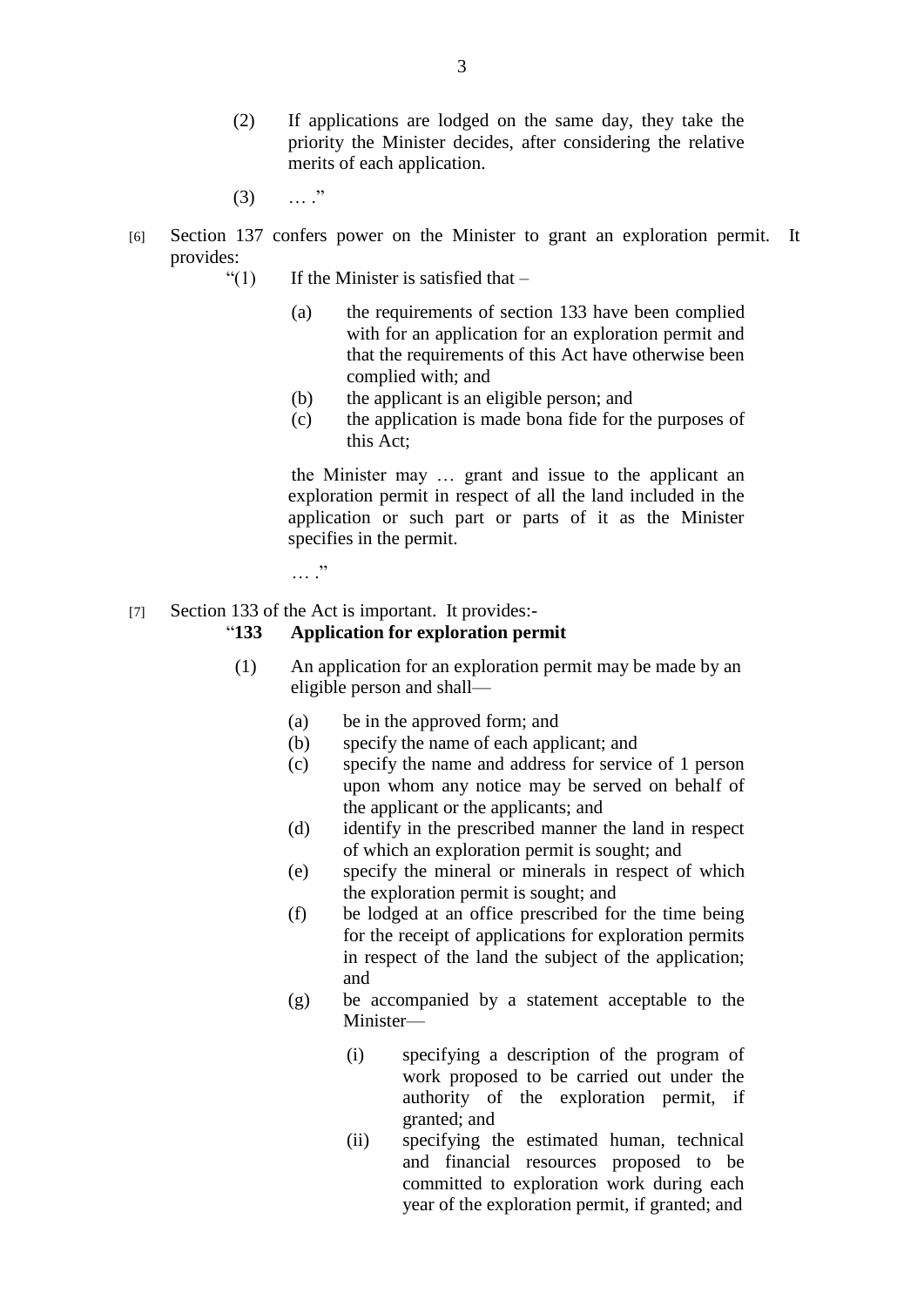(2) If applications are lodged on the same day, they take the priority the Minister decides, after considering the relative merits of each application.

(3) … ."

[6] Section 137 confers power on the Minister to grant an exploration permit. It provides:

"(1) If the Minister is satisfied that –

(a) the requirements of section 133 have been complied with for an application for an exploration permit and that the requirements of this Act have otherwise been complied with; and

(b) the applicant is an eligible person; and

(c) the application is made bona fide for the purposes of this Act;

the Minister may … grant and issue to the applicant an exploration permit in respect of all the land included in the application or such part or parts of it as the Minister specifies in the permit.

… ."

[7] Section 133 of the Act is important. It provides:-

"**133 Application for exploration permit**

(1) An application for an exploration permit may be made by an eligible person and shall—

(a) be in the approved form; and

(b) specify the name of each applicant; and

(c) specify the name and address for service of 1 person upon whom any notice may be served on behalf of the applicant or the applicants; and

(d) identify in the prescribed manner the land in respect of which an exploration permit is sought; and

(e) specify the mineral or minerals in respect of which the exploration permit is sought; and

(f) be lodged at an office prescribed for the time being for the receipt of applications for exploration permits in respect of the land the subject of the application; and

(g) be accompanied by a statement acceptable to the Minister—

(i) specifying a description of the program of work proposed to be carried out under the authority of the exploration permit, if granted; and

(ii) specifying the estimated human, technical and financial resources proposed to be committed to exploration work during each year of the exploration permit, if granted; and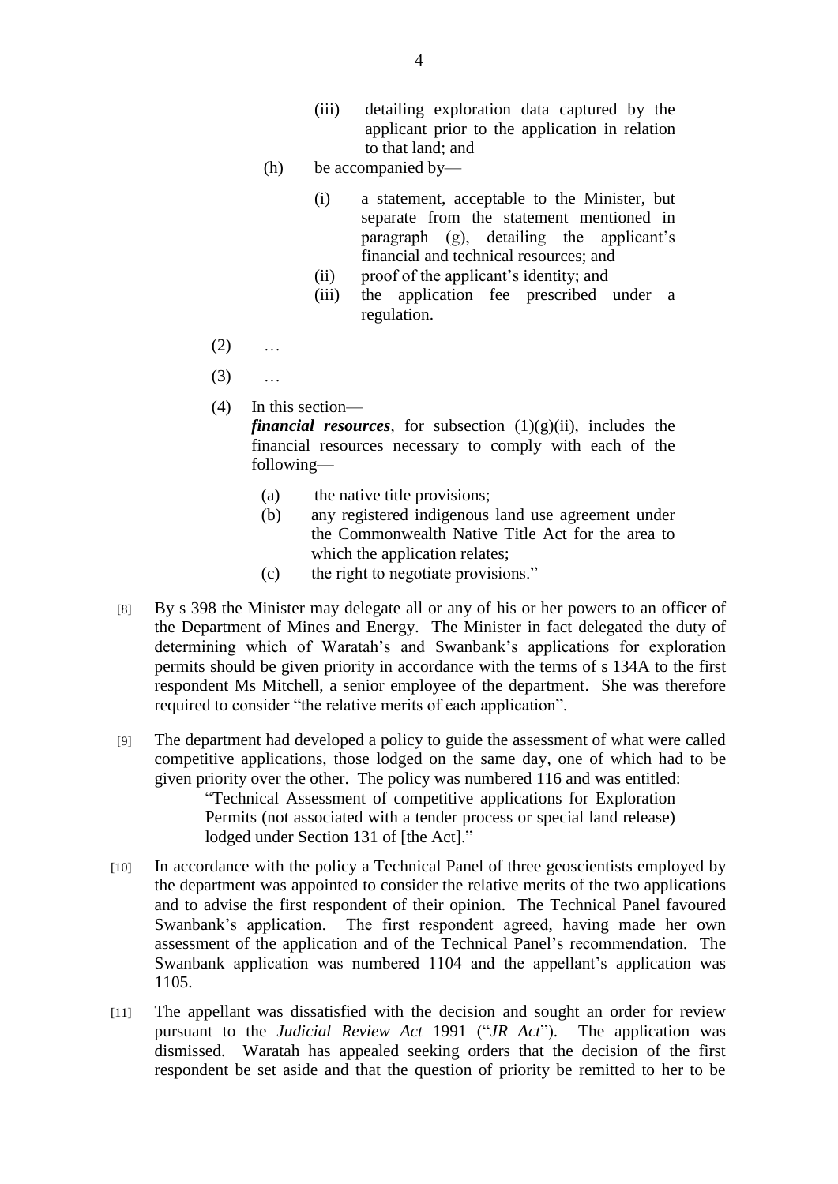- (iii) detailing exploration data captured by the applicant prior to the application in relation to that land; and

  - (h) be accompanied by—

    - (i) a statement, acceptable to the Minister, but separate from the statement mentioned in paragraph (g), detailing the applicant's financial and technical resources; and
    - (ii) proof of the applicant's identity; and
    - (iii) the application fee prescribed under a regulation.

- (2) …
- (3) …
- (4) In this section—

  ***financial resources***, for subsection (1)(g)(ii), includes the financial resources necessary to comply with each of the following—

  - (a) the native title provisions;
  - (b) any registered indigenous land use agreement under the Commonwealth Native Title Act for the area to which the application relates;
  - (c) the right to negotiate provisions."

[8] By s 398 the Minister may delegate all or any of his or her powers to an officer of the Department of Mines and Energy. The Minister in fact delegated the duty of determining which of Waratah's and Swanbank's applications for exploration permits should be given priority in accordance with the terms of s 134A to the first respondent Ms Mitchell, a senior employee of the department. She was therefore required to consider "the relative merits of each application".

[9] The department had developed a policy to guide the assessment of what were called competitive applications, those lodged on the same day, one of which had to be given priority over the other. The policy was numbered 116 and was entitled:

> "Technical Assessment of competitive applications for Exploration Permits (not associated with a tender process or special land release) lodged under Section 131 of [the Act]."

[10] In accordance with the policy a Technical Panel of three geoscientists employed by the department was appointed to consider the relative merits of the two applications and to advise the first respondent of their opinion. The Technical Panel favoured Swanbank's application. The first respondent agreed, having made her own assessment of the application and of the Technical Panel's recommendation. The Swanbank application was numbered 1104 and the appellant's application was 1105.

[11] The appellant was dissatisfied with the decision and sought an order for review pursuant to the *Judicial Review Act* 1991 ("*JR Act*"). The application was dismissed. Waratah has appealed seeking orders that the decision of the first respondent be set aside and that the question of priority be remitted to her to be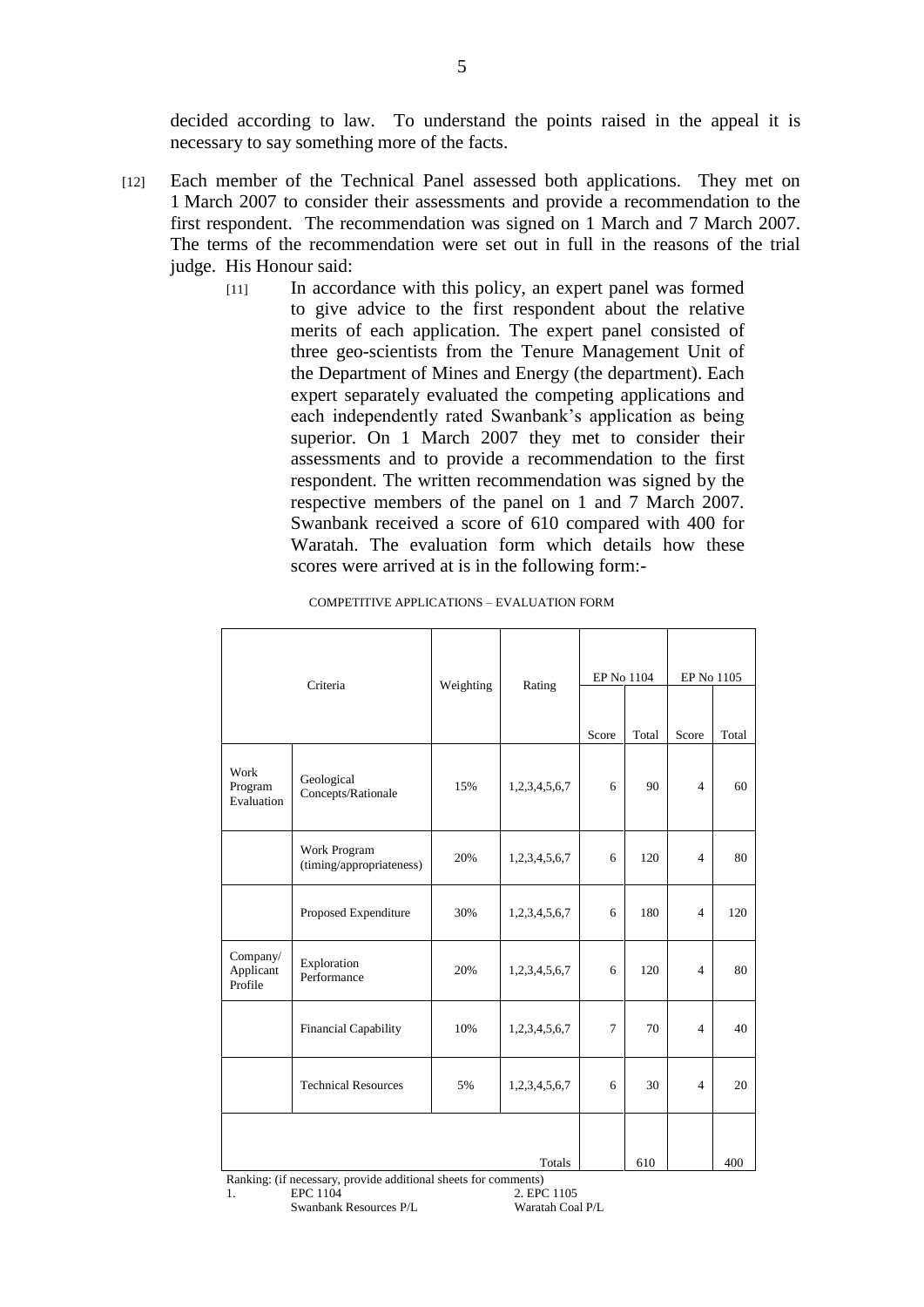decided according to law. To understand the points raised in the appeal it is necessary to say something more of the facts.

[12] Each member of the Technical Panel assessed both applications. They met on 1 March 2007 to consider their assessments and provide a recommendation to the first respondent. The recommendation was signed on 1 March and 7 March 2007. The terms of the recommendation were set out in full in the reasons of the trial judge. His Honour said:

> [11] In accordance with this policy, an expert panel was formed to give advice to the first respondent about the relative merits of each application. The expert panel consisted of three geo-scientists from the Tenure Management Unit of the Department of Mines and Energy (the department). Each expert separately evaluated the competing applications and each independently rated Swanbank's application as being superior. On 1 March 2007 they met to consider their assessments and to provide a recommendation to the first respondent. The written recommendation was signed by the respective members of the panel on 1 and 7 March 2007. Swanbank received a score of 610 compared with 400 for Waratah. The evaluation form which details how these scores were arrived at is in the following form:-

COMPETITIVE APPLICATIONS – EVALUATION FORM

| Criteria | | Weighting | Rating | EP No 1104 | | EP No 1105 | |
|---|---|---|---|---|---|---|---|
| | | | | Score | Total | Score | Total |
| Work Program Evaluation | Geological Concepts/Rationale | 15% | 1,2,3,4,5,6,7 | 6 | 90 | 4 | 60 |
| | Work Program (timing/appropriateness) | 20% | 1,2,3,4,5,6,7 | 6 | 120 | 4 | 80 |
| | Proposed Expenditure | 30% | 1,2,3,4,5,6,7 | 6 | 180 | 4 | 120 |
| Company/ Applicant Profile | Exploration Performance | 20% | 1,2,3,4,5,6,7 | 6 | 120 | 4 | 80 |
| | Financial Capability | 10% | 1,2,3,4,5,6,7 | 7 | 70 | 4 | 40 |
| | Technical Resources | 5% | 1,2,3,4,5,6,7 | 6 | 30 | 4 | 20 |
| | | | Totals | | 610 | | 400 |

Ranking: (if necessary, provide additional sheets for comments)

1. EPC 1104 Swanbank Resources P/L
2. EPC 1105 Waratah Coal P/L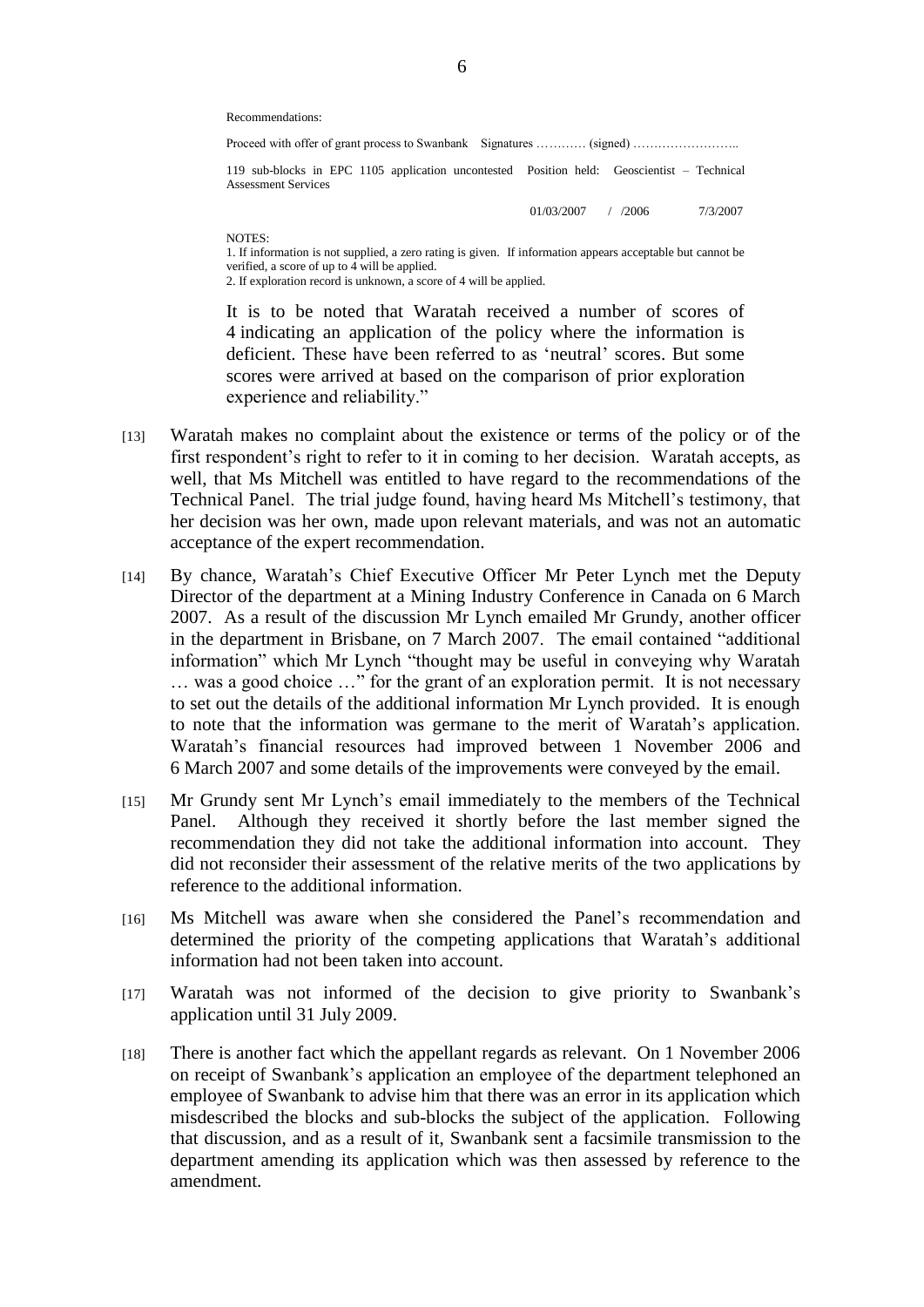Recommendations:

Proceed with offer of grant process to Swanbank Signatures ………… (signed) ……………………..

119 sub-blocks in EPC 1105 application uncontested Position held: Geoscientist – Technical Assessment Services

01/03/2007 / /2006 7/3/2007

NOTES:
1. If information is not supplied, a zero rating is given. If information appears acceptable but cannot be verified, a score of up to 4 will be applied.
2. If exploration record is unknown, a score of 4 will be applied.

> It is to be noted that Waratah received a number of scores of 4 indicating an application of the policy where the information is deficient. These have been referred to as 'neutral' scores. But some scores were arrived at based on the comparison of prior exploration experience and reliability."

[13] Waratah makes no complaint about the existence or terms of the policy or of the first respondent's right to refer to it in coming to her decision. Waratah accepts, as well, that Ms Mitchell was entitled to have regard to the recommendations of the Technical Panel. The trial judge found, having heard Ms Mitchell's testimony, that her decision was her own, made upon relevant materials, and was not an automatic acceptance of the expert recommendation.

[14] By chance, Waratah's Chief Executive Officer Mr Peter Lynch met the Deputy Director of the department at a Mining Industry Conference in Canada on 6 March 2007. As a result of the discussion Mr Lynch emailed Mr Grundy, another officer in the department in Brisbane, on 7 March 2007. The email contained "additional information" which Mr Lynch "thought may be useful in conveying why Waratah … was a good choice …" for the grant of an exploration permit. It is not necessary to set out the details of the additional information Mr Lynch provided. It is enough to note that the information was germane to the merit of Waratah's application. Waratah's financial resources had improved between 1 November 2006 and 6 March 2007 and some details of the improvements were conveyed by the email.

[15] Mr Grundy sent Mr Lynch's email immediately to the members of the Technical Panel. Although they received it shortly before the last member signed the recommendation they did not take the additional information into account. They did not reconsider their assessment of the relative merits of the two applications by reference to the additional information.

[16] Ms Mitchell was aware when she considered the Panel's recommendation and determined the priority of the competing applications that Waratah's additional information had not been taken into account.

[17] Waratah was not informed of the decision to give priority to Swanbank's application until 31 July 2009.

[18] There is another fact which the appellant regards as relevant. On 1 November 2006 on receipt of Swanbank's application an employee of the department telephoned an employee of Swanbank to advise him that there was an error in its application which misdescribed the blocks and sub-blocks the subject of the application. Following that discussion, and as a result of it, Swanbank sent a facsimile transmission to the department amending its application which was then assessed by reference to the amendment.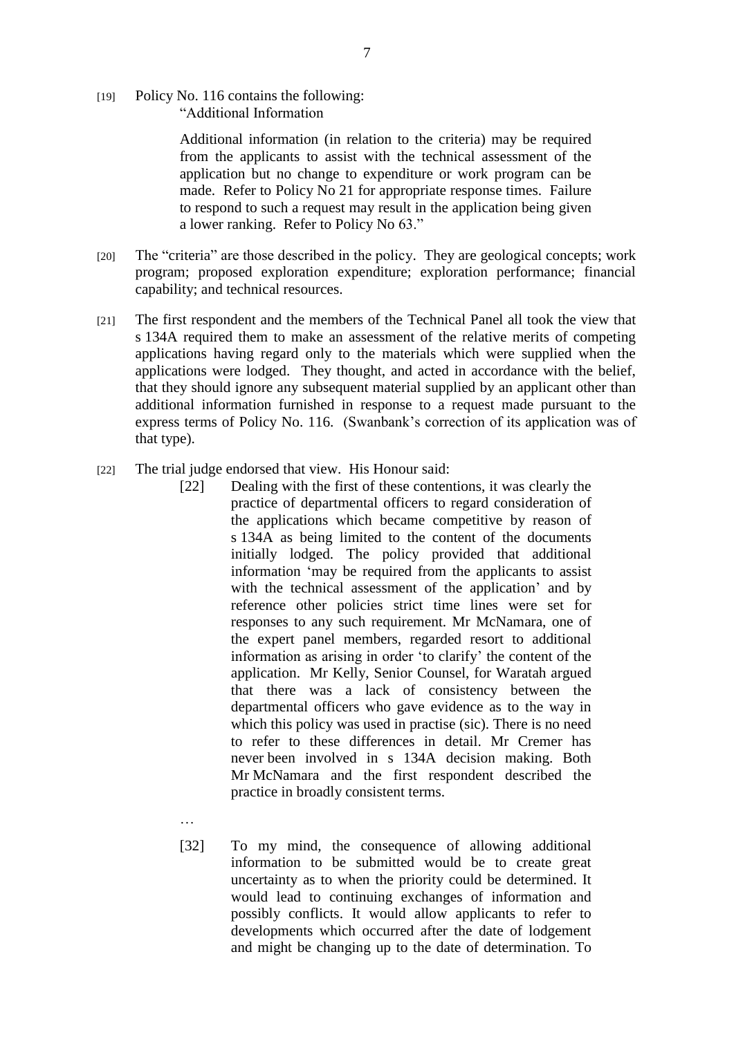[19] Policy No. 116 contains the following:

> "Additional Information
>
> Additional information (in relation to the criteria) may be required from the applicants to assist with the technical assessment of the application but no change to expenditure or work program can be made. Refer to Policy No 21 for appropriate response times. Failure to respond to such a request may result in the application being given a lower ranking. Refer to Policy No 63."

[20] The "criteria" are those described in the policy. They are geological concepts; work program; proposed exploration expenditure; exploration performance; financial capability; and technical resources.

[21] The first respondent and the members of the Technical Panel all took the view that s 134A required them to make an assessment of the relative merits of competing applications having regard only to the materials which were supplied when the applications were lodged. They thought, and acted in accordance with the belief, that they should ignore any subsequent material supplied by an applicant other than additional information furnished in response to a request made pursuant to the express terms of Policy No. 116. (Swanbank's correction of its application was of that type).

[22] The trial judge endorsed that view. His Honour said:

> [22] Dealing with the first of these contentions, it was clearly the practice of departmental officers to regard consideration of the applications which became competitive by reason of s 134A as being limited to the content of the documents initially lodged. The policy provided that additional information 'may be required from the applicants to assist with the technical assessment of the application' and by reference other policies strict time lines were set for responses to any such requirement. Mr McNamara, one of the expert panel members, regarded resort to additional information as arising in order 'to clarify' the content of the application. Mr Kelly, Senior Counsel, for Waratah argued that there was a lack of consistency between the departmental officers who gave evidence as to the way in which this policy was used in practise (sic). There is no need to refer to these differences in detail. Mr Cremer has never been involved in s 134A decision making. Both Mr McNamara and the first respondent described the practice in broadly consistent terms.
>
> …
>
> [32] To my mind, the consequence of allowing additional information to be submitted would be to create great uncertainty as to when the priority could be determined. It would lead to continuing exchanges of information and possibly conflicts. It would allow applicants to refer to developments which occurred after the date of lodgement and might be changing up to the date of determination. To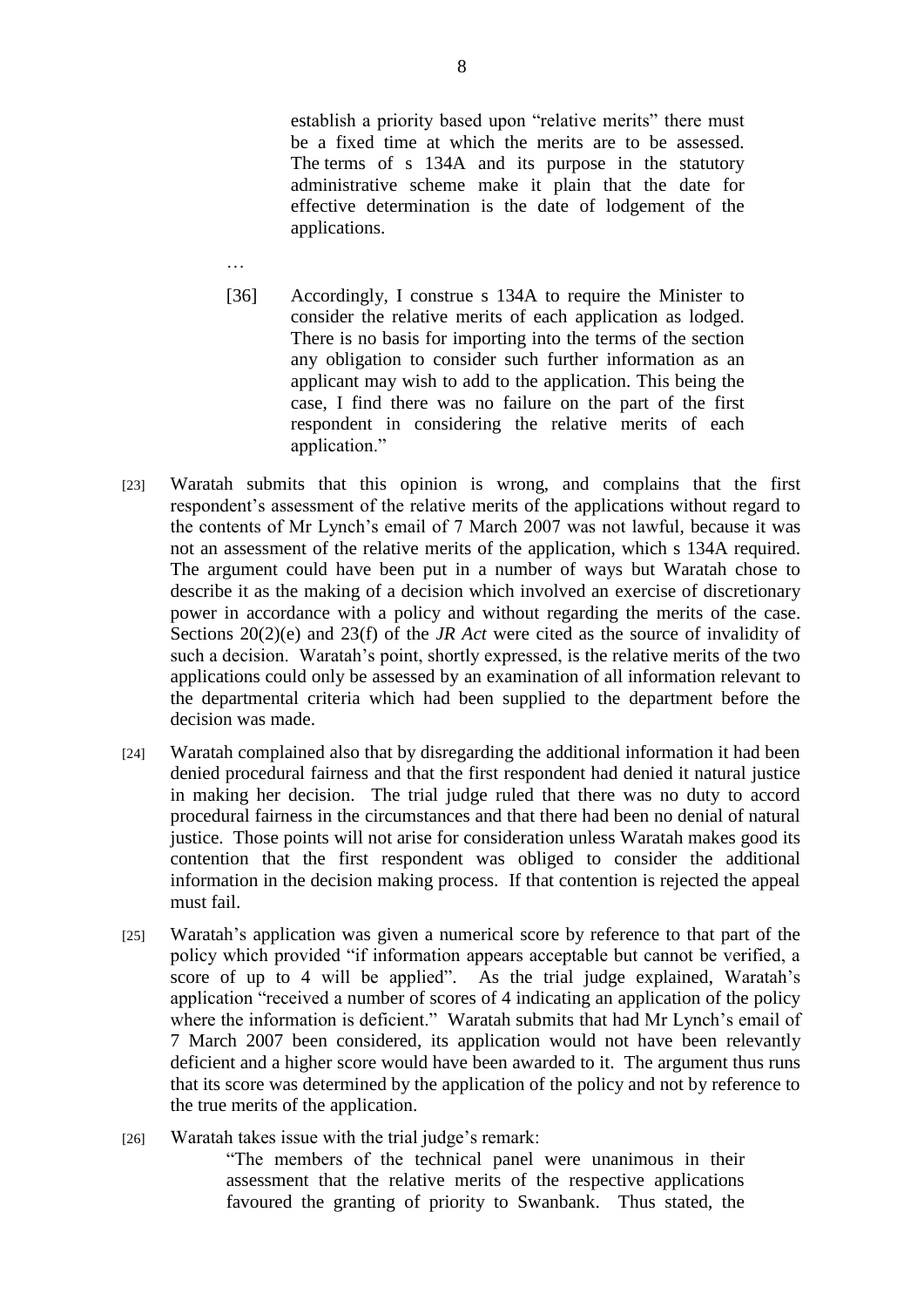> establish a priority based upon "relative merits" there must be a fixed time at which the merits are to be assessed. The terms of s 134A and its purpose in the statutory administrative scheme make it plain that the date for effective determination is the date of lodgement of the applications.
>
> …
>
> [36] Accordingly, I construe s 134A to require the Minister to consider the relative merits of each application as lodged. There is no basis for importing into the terms of the section any obligation to consider such further information as an applicant may wish to add to the application. This being the case, I find there was no failure on the part of the first respondent in considering the relative merits of each application."

[23] Waratah submits that this opinion is wrong, and complains that the first respondent's assessment of the relative merits of the applications without regard to the contents of Mr Lynch's email of 7 March 2007 was not lawful, because it was not an assessment of the relative merits of the application, which s 134A required. The argument could have been put in a number of ways but Waratah chose to describe it as the making of a decision which involved an exercise of discretionary power in accordance with a policy and without regarding the merits of the case. Sections 20(2)(e) and 23(f) of the *JR Act* were cited as the source of invalidity of such a decision. Waratah's point, shortly expressed, is the relative merits of the two applications could only be assessed by an examination of all information relevant to the departmental criteria which had been supplied to the department before the decision was made.

[24] Waratah complained also that by disregarding the additional information it had been denied procedural fairness and that the first respondent had denied it natural justice in making her decision. The trial judge ruled that there was no duty to accord procedural fairness in the circumstances and that there had been no denial of natural justice. Those points will not arise for consideration unless Waratah makes good its contention that the first respondent was obliged to consider the additional information in the decision making process. If that contention is rejected the appeal must fail.

[25] Waratah's application was given a numerical score by reference to that part of the policy which provided "if information appears acceptable but cannot be verified, a score of up to 4 will be applied". As the trial judge explained, Waratah's application "received a number of scores of 4 indicating an application of the policy where the information is deficient." Waratah submits that had Mr Lynch's email of 7 March 2007 been considered, its application would not have been relevantly deficient and a higher score would have been awarded to it. The argument thus runs that its score was determined by the application of the policy and not by reference to the true merits of the application.

[26] Waratah takes issue with the trial judge's remark:

> "The members of the technical panel were unanimous in their assessment that the relative merits of the respective applications favoured the granting of priority to Swanbank. Thus stated, the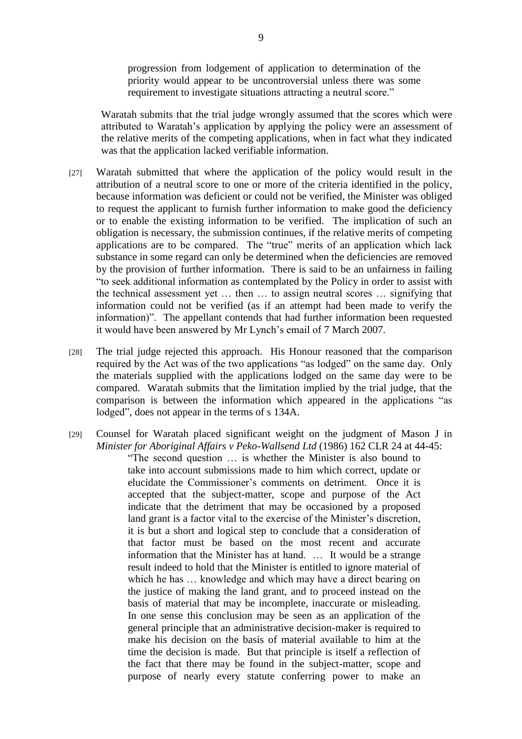> progression from lodgement of application to determination of the priority would appear to be uncontroversial unless there was some requirement to investigate situations attracting a neutral score."

Waratah submits that the trial judge wrongly assumed that the scores which were attributed to Waratah's application by applying the policy were an assessment of the relative merits of the competing applications, when in fact what they indicated was that the application lacked verifiable information.

[27] Waratah submitted that where the application of the policy would result in the attribution of a neutral score to one or more of the criteria identified in the policy, because information was deficient or could not be verified, the Minister was obliged to request the applicant to furnish further information to make good the deficiency or to enable the existing information to be verified. The implication of such an obligation is necessary, the submission continues, if the relative merits of competing applications are to be compared. The "true" merits of an application which lack substance in some regard can only be determined when the deficiencies are removed by the provision of further information. There is said to be an unfairness in failing "to seek additional information as contemplated by the Policy in order to assist with the technical assessment yet … then … to assign neutral scores … signifying that information could not be verified (as if an attempt had been made to verify the information)". The appellant contends that had further information been requested it would have been answered by Mr Lynch's email of 7 March 2007.

[28] The trial judge rejected this approach. His Honour reasoned that the comparison required by the Act was of the two applications "as lodged" on the same day. Only the materials supplied with the applications lodged on the same day were to be compared. Waratah submits that the limitation implied by the trial judge, that the comparison is between the information which appeared in the applications "as lodged", does not appear in the terms of s 134A.

[29] Counsel for Waratah placed significant weight on the judgment of Mason J in *Minister for Aboriginal Affairs v Peko-Wallsend Ltd* (1986) 162 CLR 24 at 44-45:

> "The second question … is whether the Minister is also bound to take into account submissions made to him which correct, update or elucidate the Commissioner's comments on detriment. Once it is accepted that the subject-matter, scope and purpose of the Act indicate that the detriment that may be occasioned by a proposed land grant is a factor vital to the exercise of the Minister's discretion, it is but a short and logical step to conclude that a consideration of that factor must be based on the most recent and accurate information that the Minister has at hand. … It would be a strange result indeed to hold that the Minister is entitled to ignore material of which he has … knowledge and which may have a direct bearing on the justice of making the land grant, and to proceed instead on the basis of material that may be incomplete, inaccurate or misleading. In one sense this conclusion may be seen as an application of the general principle that an administrative decision-maker is required to make his decision on the basis of material available to him at the time the decision is made. But that principle is itself a reflection of the fact that there may be found in the subject-matter, scope and purpose of nearly every statute conferring power to make an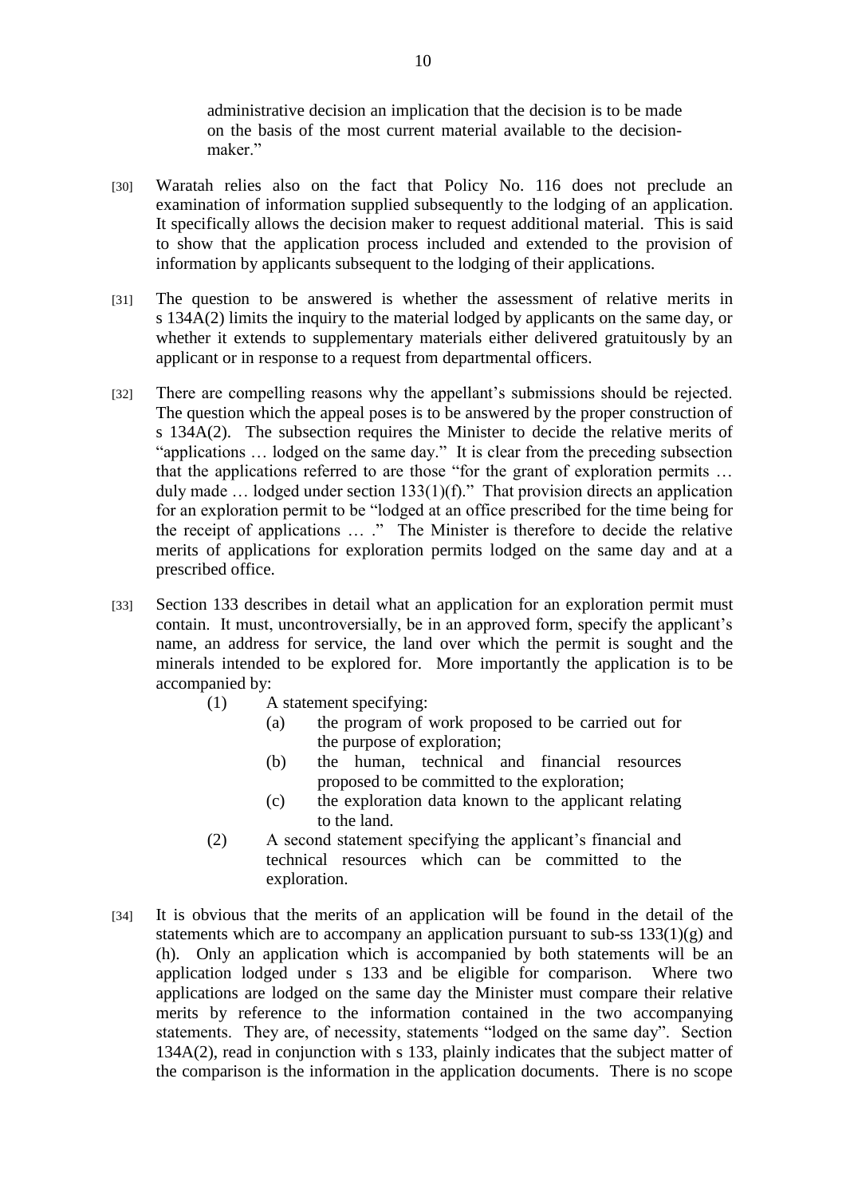> administrative decision an implication that the decision is to be made on the basis of the most current material available to the decision-maker."

[30] Waratah relies also on the fact that Policy No. 116 does not preclude an examination of information supplied subsequently to the lodging of an application. It specifically allows the decision maker to request additional material. This is said to show that the application process included and extended to the provision of information by applicants subsequent to the lodging of their applications.

[31] The question to be answered is whether the assessment of relative merits in s 134A(2) limits the inquiry to the material lodged by applicants on the same day, or whether it extends to supplementary materials either delivered gratuitously by an applicant or in response to a request from departmental officers.

[32] There are compelling reasons why the appellant's submissions should be rejected. The question which the appeal poses is to be answered by the proper construction of s 134A(2). The subsection requires the Minister to decide the relative merits of "applications … lodged on the same day." It is clear from the preceding subsection that the applications referred to are those "for the grant of exploration permits … duly made … lodged under section 133(1)(f)." That provision directs an application for an exploration permit to be "lodged at an office prescribed for the time being for the receipt of applications … ." The Minister is therefore to decide the relative merits of applications for exploration permits lodged on the same day and at a prescribed office.

[33] Section 133 describes in detail what an application for an exploration permit must contain. It must, uncontroversially, be in an approved form, specify the applicant's name, an address for service, the land over which the permit is sought and the minerals intended to be explored for. More importantly the application is to be accompanied by:

> (1) A statement specifying:
>
> > (a) the program of work proposed to be carried out for the purpose of exploration;
> >
> > (b) the human, technical and financial resources proposed to be committed to the exploration;
> >
> > (c) the exploration data known to the applicant relating to the land.
>
> (2) A second statement specifying the applicant's financial and technical resources which can be committed to the exploration.

[34] It is obvious that the merits of an application will be found in the detail of the statements which are to accompany an application pursuant to sub-ss 133(1)(g) and (h). Only an application which is accompanied by both statements will be an application lodged under s 133 and be eligible for comparison. Where two applications are lodged on the same day the Minister must compare their relative merits by reference to the information contained in the two accompanying statements. They are, of necessity, statements "lodged on the same day". Section 134A(2), read in conjunction with s 133, plainly indicates that the subject matter of the comparison is the information in the application documents. There is no scope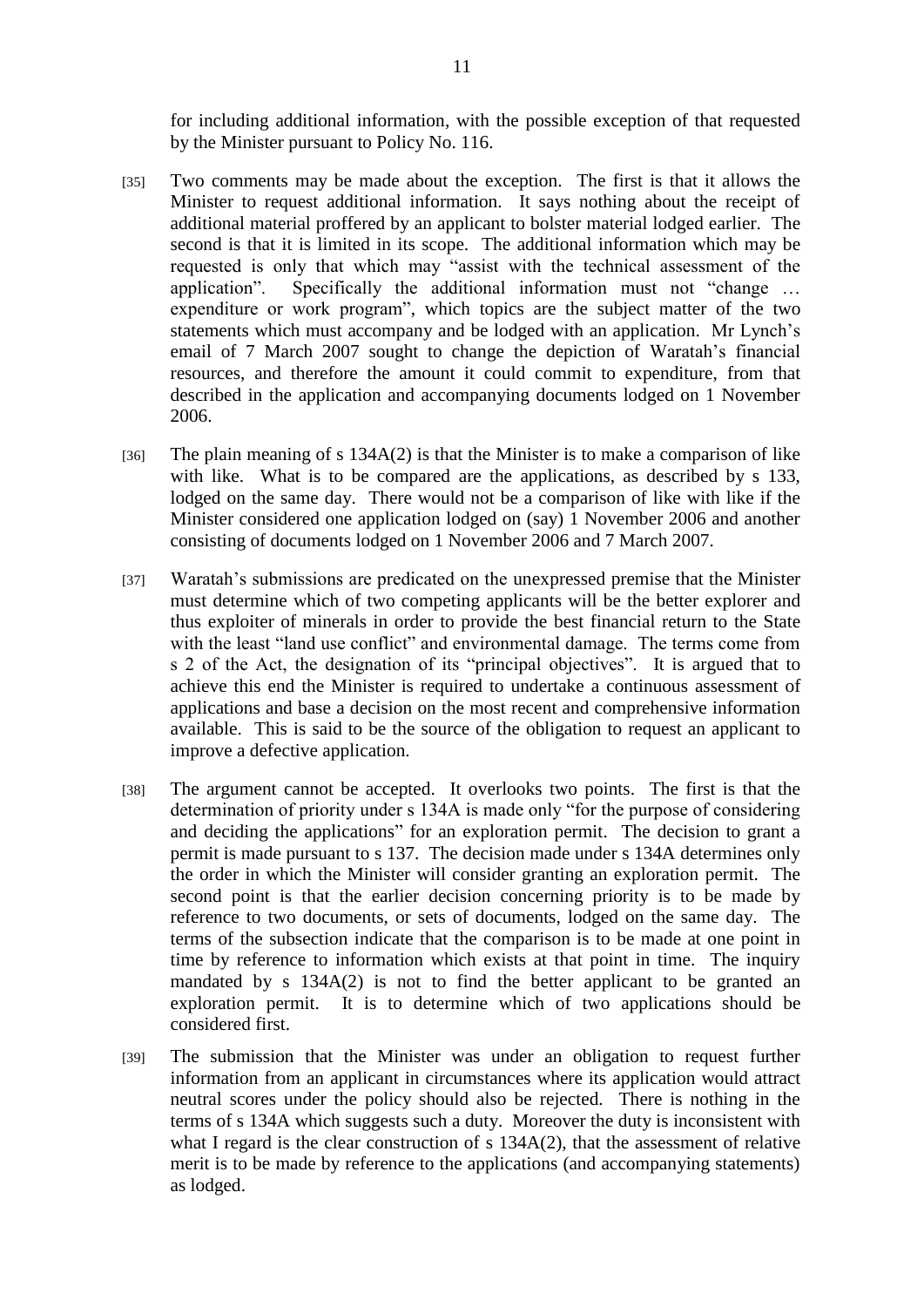for including additional information, with the possible exception of that requested by the Minister pursuant to Policy No. 116.

[35] Two comments may be made about the exception. The first is that it allows the Minister to request additional information. It says nothing about the receipt of additional material proffered by an applicant to bolster material lodged earlier. The second is that it is limited in its scope. The additional information which may be requested is only that which may "assist with the technical assessment of the application". Specifically the additional information must not "change … expenditure or work program", which topics are the subject matter of the two statements which must accompany and be lodged with an application. Mr Lynch's email of 7 March 2007 sought to change the depiction of Waratah's financial resources, and therefore the amount it could commit to expenditure, from that described in the application and accompanying documents lodged on 1 November 2006.

[36] The plain meaning of s 134A(2) is that the Minister is to make a comparison of like with like. What is to be compared are the applications, as described by s 133, lodged on the same day. There would not be a comparison of like with like if the Minister considered one application lodged on (say) 1 November 2006 and another consisting of documents lodged on 1 November 2006 and 7 March 2007.

[37] Waratah's submissions are predicated on the unexpressed premise that the Minister must determine which of two competing applicants will be the better explorer and thus exploiter of minerals in order to provide the best financial return to the State with the least "land use conflict" and environmental damage. The terms come from s 2 of the Act, the designation of its "principal objectives". It is argued that to achieve this end the Minister is required to undertake a continuous assessment of applications and base a decision on the most recent and comprehensive information available. This is said to be the source of the obligation to request an applicant to improve a defective application.

[38] The argument cannot be accepted. It overlooks two points. The first is that the determination of priority under s 134A is made only "for the purpose of considering and deciding the applications" for an exploration permit. The decision to grant a permit is made pursuant to s 137. The decision made under s 134A determines only the order in which the Minister will consider granting an exploration permit. The second point is that the earlier decision concerning priority is to be made by reference to two documents, or sets of documents, lodged on the same day. The terms of the subsection indicate that the comparison is to be made at one point in time by reference to information which exists at that point in time. The inquiry mandated by s 134A(2) is not to find the better applicant to be granted an exploration permit. It is to determine which of two applications should be considered first.

[39] The submission that the Minister was under an obligation to request further information from an applicant in circumstances where its application would attract neutral scores under the policy should also be rejected. There is nothing in the terms of s 134A which suggests such a duty. Moreover the duty is inconsistent with what I regard is the clear construction of s 134A(2), that the assessment of relative merit is to be made by reference to the applications (and accompanying statements) as lodged.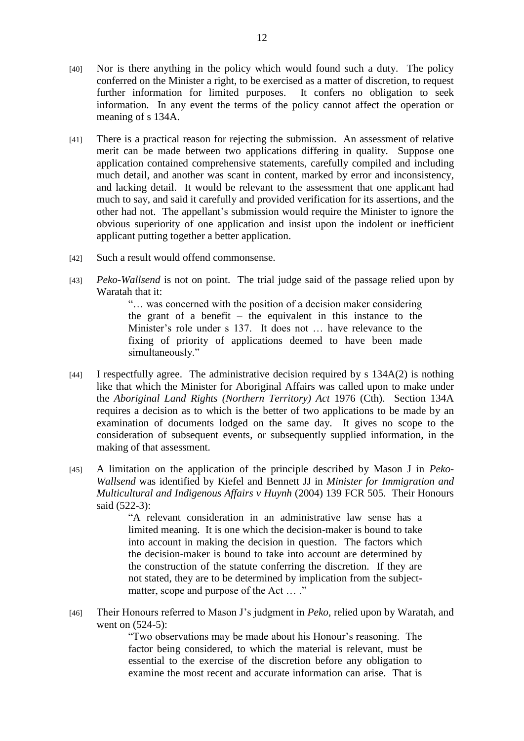[40] Nor is there anything in the policy which would found such a duty. The policy conferred on the Minister a right, to be exercised as a matter of discretion, to request further information for limited purposes. It confers no obligation to seek information. In any event the terms of the policy cannot affect the operation or meaning of s 134A.

[41] There is a practical reason for rejecting the submission. An assessment of relative merit can be made between two applications differing in quality. Suppose one application contained comprehensive statements, carefully compiled and including much detail, and another was scant in content, marked by error and inconsistency, and lacking detail. It would be relevant to the assessment that one applicant had much to say, and said it carefully and provided verification for its assertions, and the other had not. The appellant's submission would require the Minister to ignore the obvious superiority of one application and insist upon the indolent or inefficient applicant putting together a better application.

[42] Such a result would offend commonsense.

[43] *Peko-Wallsend* is not on point. The trial judge said of the passage relied upon by Waratah that it:

> "… was concerned with the position of a decision maker considering the grant of a benefit – the equivalent in this instance to the Minister's role under s 137. It does not … have relevance to the fixing of priority of applications deemed to have been made simultaneously."

[44] I respectfully agree. The administrative decision required by s 134A(2) is nothing like that which the Minister for Aboriginal Affairs was called upon to make under the *Aboriginal Land Rights (Northern Territory) Act* 1976 (Cth). Section 134A requires a decision as to which is the better of two applications to be made by an examination of documents lodged on the same day. It gives no scope to the consideration of subsequent events, or subsequently supplied information, in the making of that assessment.

[45] A limitation on the application of the principle described by Mason J in *Peko-Wallsend* was identified by Kiefel and Bennett JJ in *Minister for Immigration and Multicultural and Indigenous Affairs v Huynh* (2004) 139 FCR 505. Their Honours said (522-3):

> "A relevant consideration in an administrative law sense has a limited meaning. It is one which the decision-maker is bound to take into account in making the decision in question. The factors which the decision-maker is bound to take into account are determined by the construction of the statute conferring the discretion. If they are not stated, they are to be determined by implication from the subject-matter, scope and purpose of the Act … ."

[46] Their Honours referred to Mason J's judgment in *Peko*, relied upon by Waratah, and went on (524-5):

> "Two observations may be made about his Honour's reasoning. The factor being considered, to which the material is relevant, must be essential to the exercise of the discretion before any obligation to examine the most recent and accurate information can arise. That is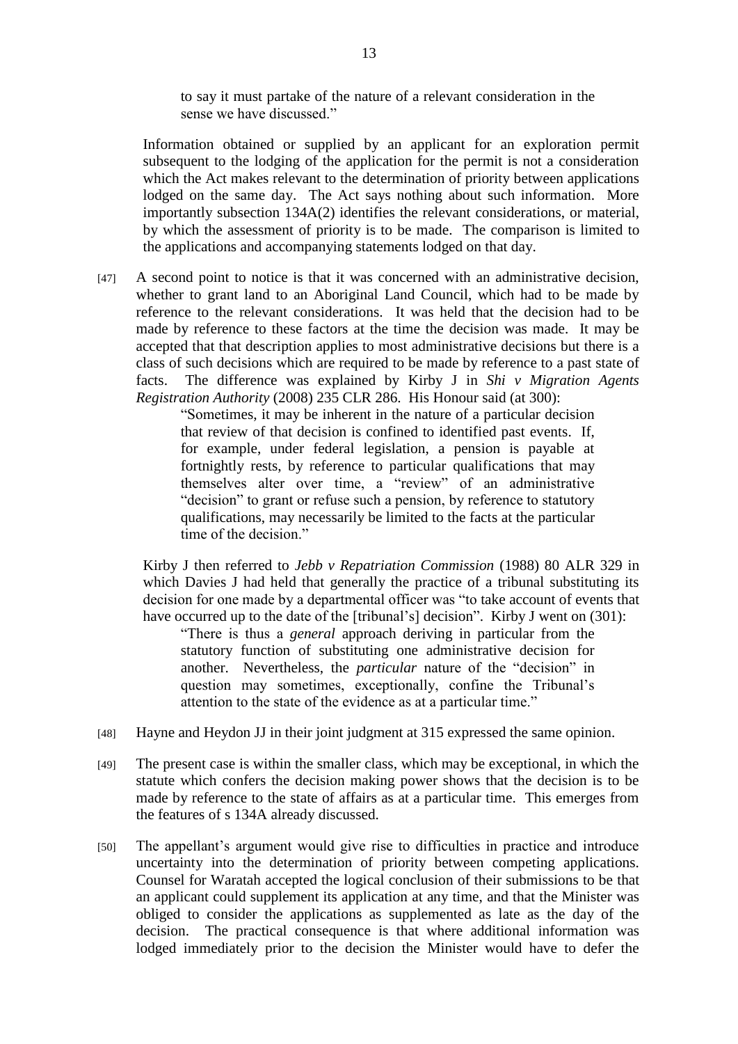> to say it must partake of the nature of a relevant consideration in the sense we have discussed."

Information obtained or supplied by an applicant for an exploration permit subsequent to the lodging of the application for the permit is not a consideration which the Act makes relevant to the determination of priority between applications lodged on the same day. The Act says nothing about such information. More importantly subsection 134A(2) identifies the relevant considerations, or material, by which the assessment of priority is to be made. The comparison is limited to the applications and accompanying statements lodged on that day.

[47] A second point to notice is that it was concerned with an administrative decision, whether to grant land to an Aboriginal Land Council, which had to be made by reference to the relevant considerations. It was held that the decision had to be made by reference to these factors at the time the decision was made. It may be accepted that that description applies to most administrative decisions but there is a class of such decisions which are required to be made by reference to a past state of facts. The difference was explained by Kirby J in *Shi v Migration Agents Registration Authority* (2008) 235 CLR 286. His Honour said (at 300):

> "Sometimes, it may be inherent in the nature of a particular decision that review of that decision is confined to identified past events. If, for example, under federal legislation, a pension is payable at fortnightly rests, by reference to particular qualifications that may themselves alter over time, a "review" of an administrative "decision" to grant or refuse such a pension, by reference to statutory qualifications, may necessarily be limited to the facts at the particular time of the decision."

Kirby J then referred to *Jebb v Repatriation Commission* (1988) 80 ALR 329 in which Davies J had held that generally the practice of a tribunal substituting its decision for one made by a departmental officer was "to take account of events that have occurred up to the date of the [tribunal's] decision". Kirby J went on (301):

> "There is thus a *general* approach deriving in particular from the statutory function of substituting one administrative decision for another. Nevertheless, the *particular* nature of the "decision" in question may sometimes, exceptionally, confine the Tribunal's attention to the state of the evidence as at a particular time."

[48] Hayne and Heydon JJ in their joint judgment at 315 expressed the same opinion.

[49] The present case is within the smaller class, which may be exceptional, in which the statute which confers the decision making power shows that the decision is to be made by reference to the state of affairs as at a particular time. This emerges from the features of s 134A already discussed.

[50] The appellant's argument would give rise to difficulties in practice and introduce uncertainty into the determination of priority between competing applications. Counsel for Waratah accepted the logical conclusion of their submissions to be that an applicant could supplement its application at any time, and that the Minister was obliged to consider the applications as supplemented as late as the day of the decision. The practical consequence is that where additional information was lodged immediately prior to the decision the Minister would have to defer the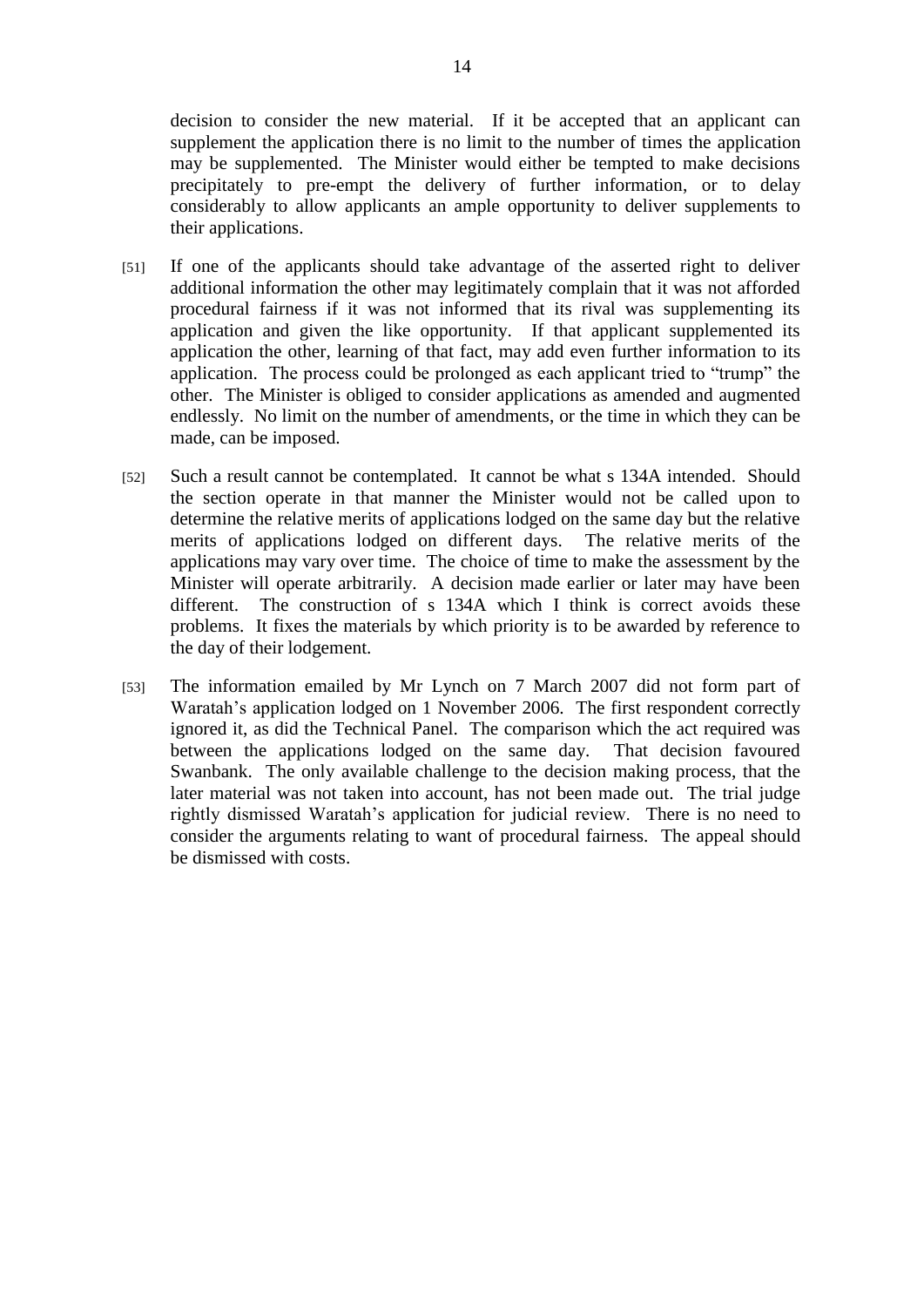decision to consider the new material. If it be accepted that an applicant can supplement the application there is no limit to the number of times the application may be supplemented. The Minister would either be tempted to make decisions precipitately to pre-empt the delivery of further information, or to delay considerably to allow applicants an ample opportunity to deliver supplements to their applications.

[51] If one of the applicants should take advantage of the asserted right to deliver additional information the other may legitimately complain that it was not afforded procedural fairness if it was not informed that its rival was supplementing its application and given the like opportunity. If that applicant supplemented its application the other, learning of that fact, may add even further information to its application. The process could be prolonged as each applicant tried to "trump" the other. The Minister is obliged to consider applications as amended and augmented endlessly. No limit on the number of amendments, or the time in which they can be made, can be imposed.

[52] Such a result cannot be contemplated. It cannot be what s 134A intended. Should the section operate in that manner the Minister would not be called upon to determine the relative merits of applications lodged on the same day but the relative merits of applications lodged on different days. The relative merits of the applications may vary over time. The choice of time to make the assessment by the Minister will operate arbitrarily. A decision made earlier or later may have been different. The construction of s 134A which I think is correct avoids these problems. It fixes the materials by which priority is to be awarded by reference to the day of their lodgement.

[53] The information emailed by Mr Lynch on 7 March 2007 did not form part of Waratah's application lodged on 1 November 2006. The first respondent correctly ignored it, as did the Technical Panel. The comparison which the act required was between the applications lodged on the same day. That decision favoured Swanbank. The only available challenge to the decision making process, that the later material was not taken into account, has not been made out. The trial judge rightly dismissed Waratah's application for judicial review. There is no need to consider the arguments relating to want of procedural fairness. The appeal should be dismissed with costs.